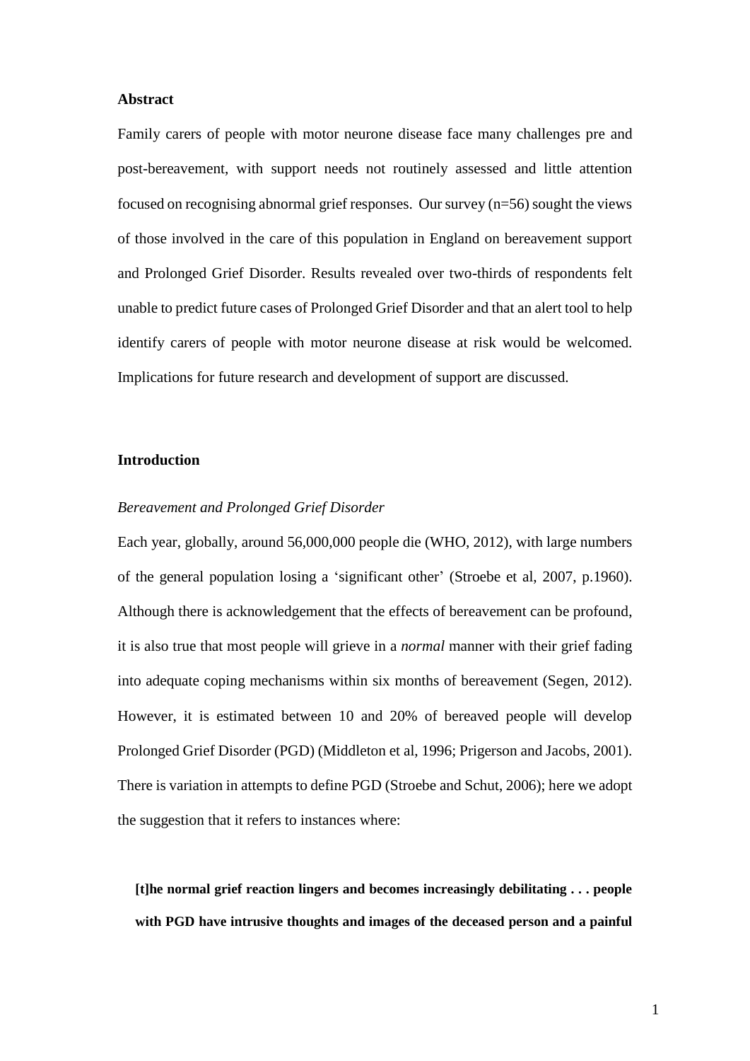## Abstract

Family carers of people with motor neurone disease face many challenges pre and post-bereavement, with support needs not routinely assessed and little attention focused on recognising abnormal grief responses. Our survey (n=56) sought the views of those involved in the care of this population in England on bereavement support and Prolonged Grief Disorder. Results revealed over two-thirds of respondents felt unable to predict future cases of Prolonged Grief Disorder and that an alert tool to help identify carers of people with motor neurone disease at risk would be welcomed. Implications for future research and development of support are discussed.

## Introduction

### *Bereavement and Prolonged Grief Disorder*

Each year, globally, around 56,000,000 people die (WHO, 2012), with large numbers of the general population losing a 'significant other' (Stroebe et al, 2007, p.1960). Although there is acknowledgement that the effects of bereavement can be profound, it is also true that most people will grieve in a *normal* manner with their grief fading into adequate coping mechanisms within six months of bereavement (Segen, 2012). However, it is estimated between 10 and 20% of bereaved people will develop Prolonged Grief Disorder (PGD) (Middleton et al, 1996; Prigerson and Jacobs, 2001). There is variation in attempts to define PGD (Stroebe and Schut, 2006); here we adopt the suggestion that it refers to instances where:

> **[t]he normal grief reaction lingers and becomes increasingly debilitating . . . people with PGD have intrusive thoughts and images of the deceased person and a painful**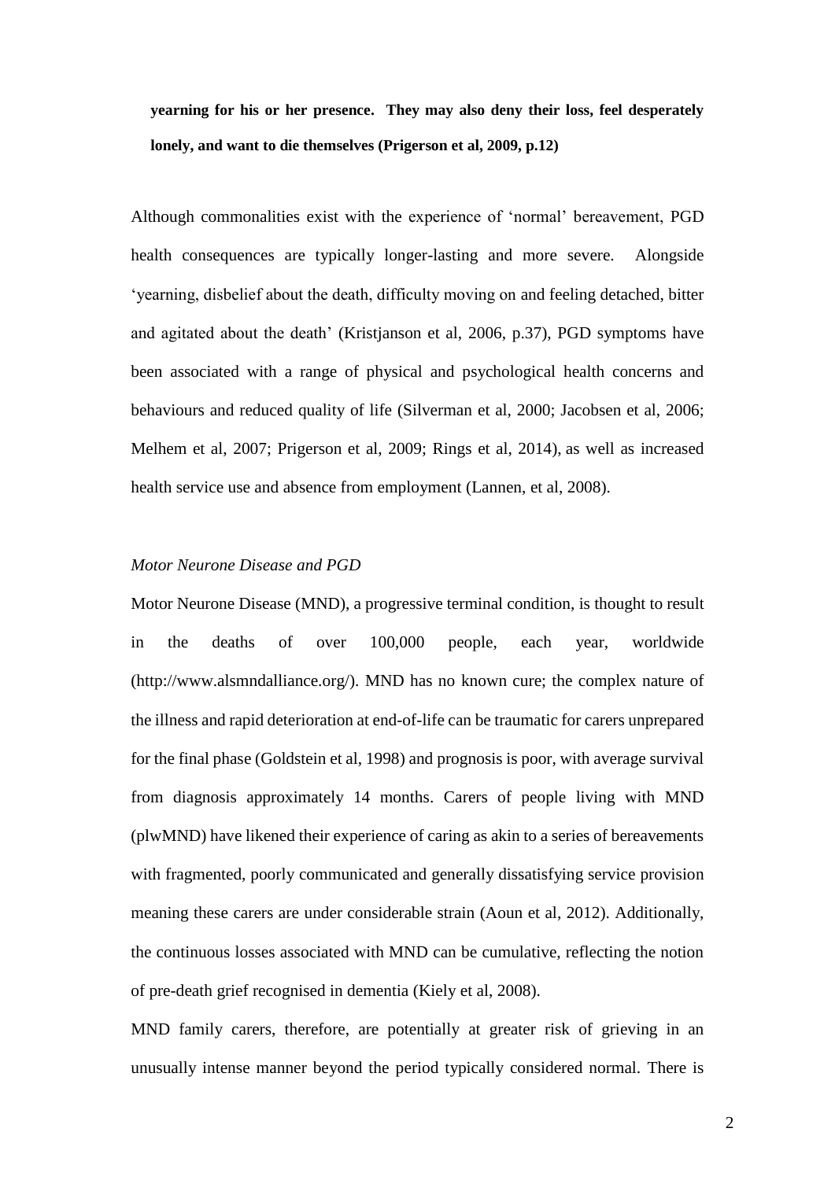**yearning for his or her presence. They may also deny their loss, feel desperately lonely, and want to die themselves (Prigerson et al, 2009, p.12)**

Although commonalities exist with the experience of 'normal' bereavement, PGD health consequences are typically longer-lasting and more severe. Alongside 'yearning, disbelief about the death, difficulty moving on and feeling detached, bitter and agitated about the death' (Kristjanson et al, 2006, p.37), PGD symptoms have been associated with a range of physical and psychological health concerns and behaviours and reduced quality of life (Silverman et al, 2000; Jacobsen et al, 2006; Melhem et al, 2007; Prigerson et al, 2009; Rings et al, 2014), as well as increased health service use and absence from employment (Lannen, et al, 2008).

*Motor Neurone Disease and PGD*

Motor Neurone Disease (MND), a progressive terminal condition, is thought to result in the deaths of over 100,000 people, each year, worldwide (http://www.alsmndalliance.org/). MND has no known cure; the complex nature of the illness and rapid deterioration at end-of-life can be traumatic for carers unprepared for the final phase (Goldstein et al, 1998) and prognosis is poor, with average survival from diagnosis approximately 14 months. Carers of people living with MND (plwMND) have likened their experience of caring as akin to a series of bereavements with fragmented, poorly communicated and generally dissatisfying service provision meaning these carers are under considerable strain (Aoun et al, 2012). Additionally, the continuous losses associated with MND can be cumulative, reflecting the notion of pre-death grief recognised in dementia (Kiely et al, 2008).

MND family carers, therefore, are potentially at greater risk of grieving in an unusually intense manner beyond the period typically considered normal. There is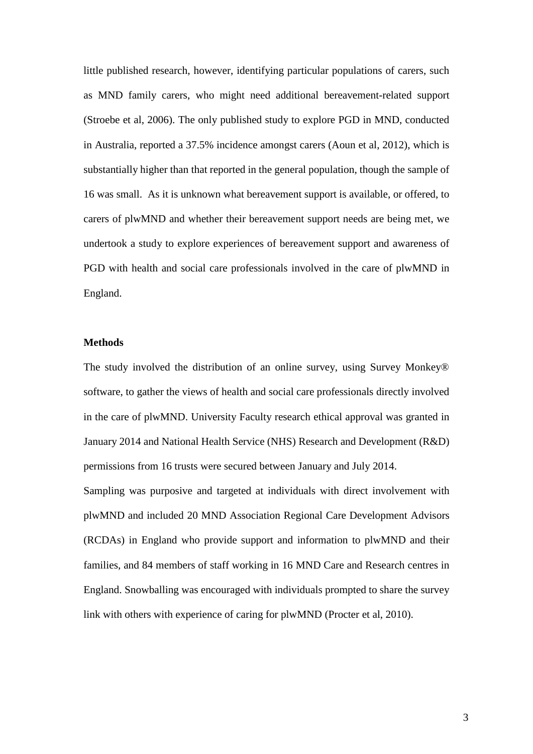little published research, however, identifying particular populations of carers, such as MND family carers, who might need additional bereavement-related support (Stroebe et al, 2006). The only published study to explore PGD in MND, conducted in Australia, reported a 37.5% incidence amongst carers (Aoun et al, 2012), which is substantially higher than that reported in the general population, though the sample of 16 was small. As it is unknown what bereavement support is available, or offered, to carers of plwMND and whether their bereavement support needs are being met, we undertook a study to explore experiences of bereavement support and awareness of PGD with health and social care professionals involved in the care of plwMND in England.

**Methods**

The study involved the distribution of an online survey, using Survey Monkey® software, to gather the views of health and social care professionals directly involved in the care of plwMND. University Faculty research ethical approval was granted in January 2014 and National Health Service (NHS) Research and Development (R&D) permissions from 16 trusts were secured between January and July 2014.

Sampling was purposive and targeted at individuals with direct involvement with plwMND and included 20 MND Association Regional Care Development Advisors (RCDAs) in England who provide support and information to plwMND and their families, and 84 members of staff working in 16 MND Care and Research centres in England. Snowballing was encouraged with individuals prompted to share the survey link with others with experience of caring for plwMND (Procter et al, 2010).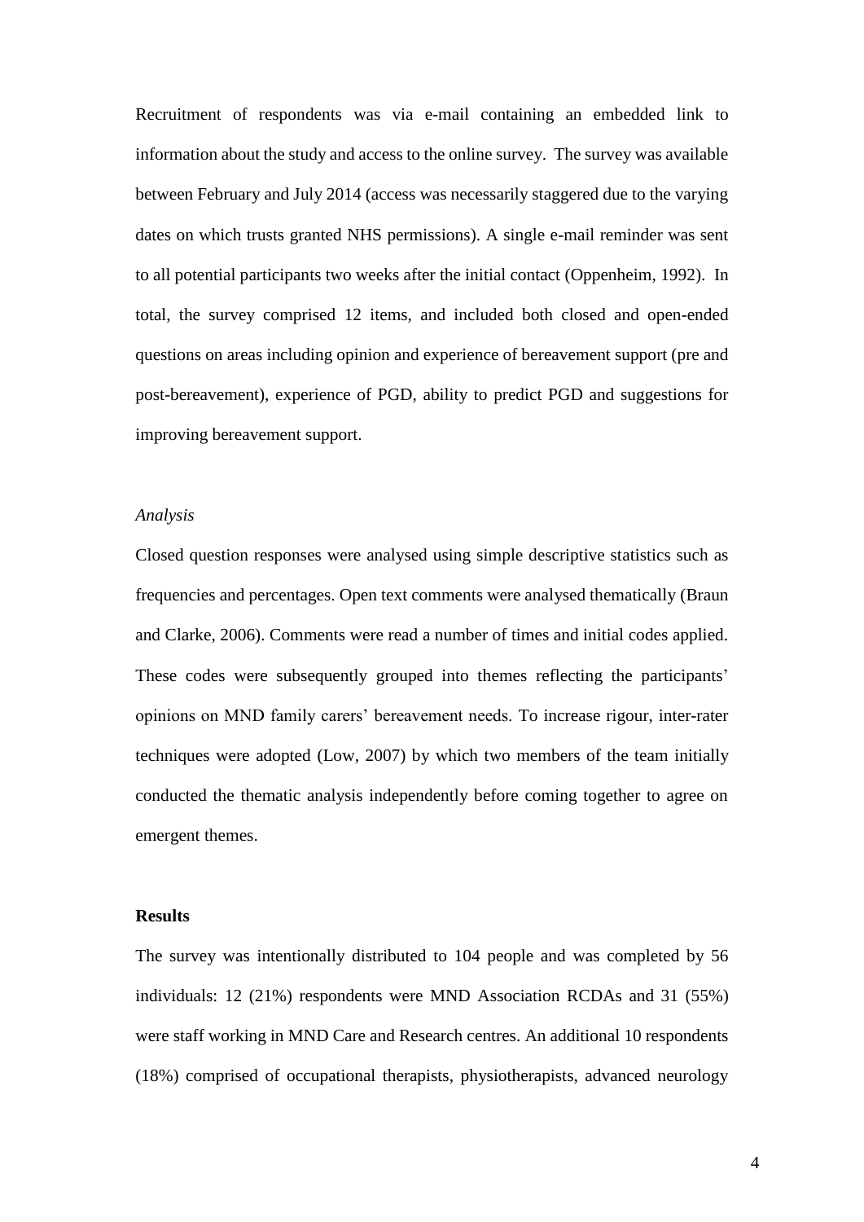Recruitment of respondents was via e-mail containing an embedded link to information about the study and access to the online survey. The survey was available between February and July 2014 (access was necessarily staggered due to the varying dates on which trusts granted NHS permissions). A single e-mail reminder was sent to all potential participants two weeks after the initial contact (Oppenheim, 1992). In total, the survey comprised 12 items, and included both closed and open-ended questions on areas including opinion and experience of bereavement support (pre and post-bereavement), experience of PGD, ability to predict PGD and suggestions for improving bereavement support.

*Analysis*

Closed question responses were analysed using simple descriptive statistics such as frequencies and percentages. Open text comments were analysed thematically (Braun and Clarke, 2006). Comments were read a number of times and initial codes applied. These codes were subsequently grouped into themes reflecting the participants' opinions on MND family carers' bereavement needs. To increase rigour, inter-rater techniques were adopted (Low, 2007) by which two members of the team initially conducted the thematic analysis independently before coming together to agree on emergent themes.

**Results**

The survey was intentionally distributed to 104 people and was completed by 56 individuals: 12 (21%) respondents were MND Association RCDAs and 31 (55%) were staff working in MND Care and Research centres. An additional 10 respondents (18%) comprised of occupational therapists, physiotherapists, advanced neurology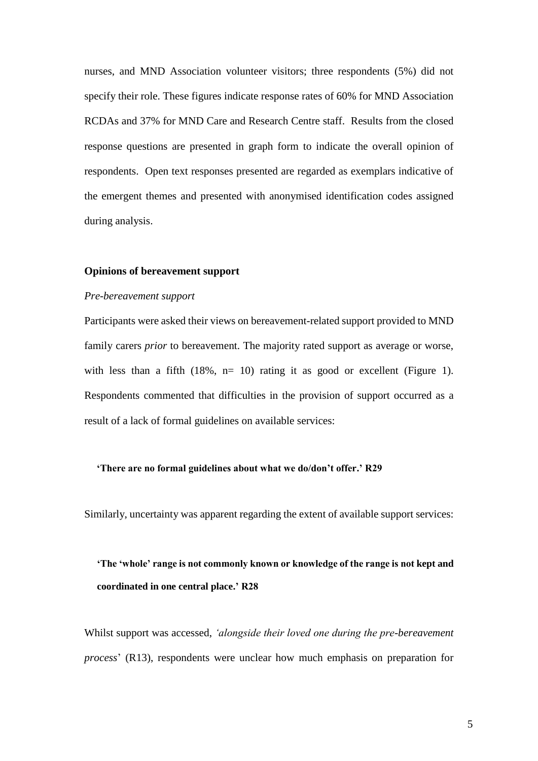nurses, and MND Association volunteer visitors; three respondents (5%) did not specify their role. These figures indicate response rates of 60% for MND Association RCDAs and 37% for MND Care and Research Centre staff. Results from the closed response questions are presented in graph form to indicate the overall opinion of respondents. Open text responses presented are regarded as exemplars indicative of the emergent themes and presented with anonymised identification codes assigned during analysis.

**Opinions of bereavement support**

*Pre-bereavement support*

Participants were asked their views on bereavement-related support provided to MND family carers *prior* to bereavement. The majority rated support as average or worse, with less than a fifth (18%, n= 10) rating it as good or excellent (Figure 1). Respondents commented that difficulties in the provision of support occurred as a result of a lack of formal guidelines on available services:

> **'There are no formal guidelines about what we do/don't offer.' R29**

Similarly, uncertainty was apparent regarding the extent of available support services:

> **'The 'whole' range is not commonly known or knowledge of the range is not kept and coordinated in one central place.' R28**

Whilst support was accessed, *'alongside their loved one during the pre-bereavement process*' (R13), respondents were unclear how much emphasis on preparation for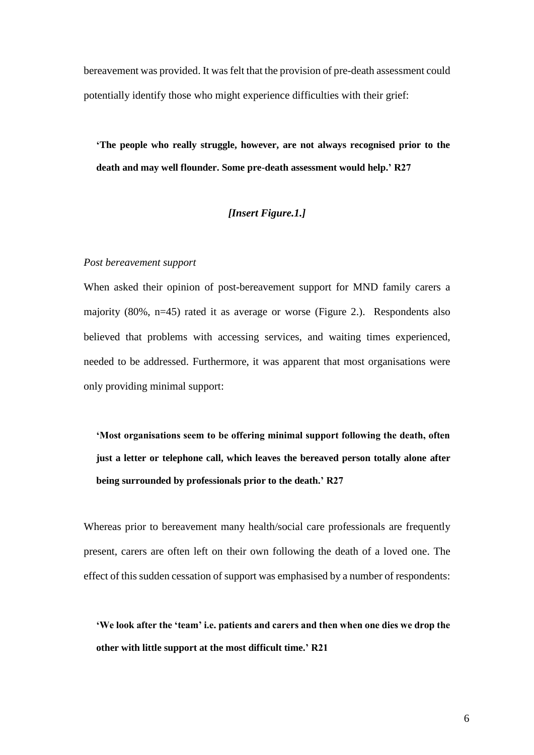bereavement was provided. It was felt that the provision of pre-death assessment could potentially identify those who might experience difficulties with their grief:

> **'The people who really struggle, however, are not always recognised prior to the death and may well flounder. Some pre-death assessment would help.' R27**

***[Insert Figure.1.]***

*Post bereavement support*

When asked their opinion of post-bereavement support for MND family carers a majority (80%, n=45) rated it as average or worse (Figure 2.). Respondents also believed that problems with accessing services, and waiting times experienced, needed to be addressed. Furthermore, it was apparent that most organisations were only providing minimal support:

> **'Most organisations seem to be offering minimal support following the death, often just a letter or telephone call, which leaves the bereaved person totally alone after being surrounded by professionals prior to the death.' R27**

Whereas prior to bereavement many health/social care professionals are frequently present, carers are often left on their own following the death of a loved one. The effect of this sudden cessation of support was emphasised by a number of respondents:

> **'We look after the 'team' i.e. patients and carers and then when one dies we drop the other with little support at the most difficult time.' R21**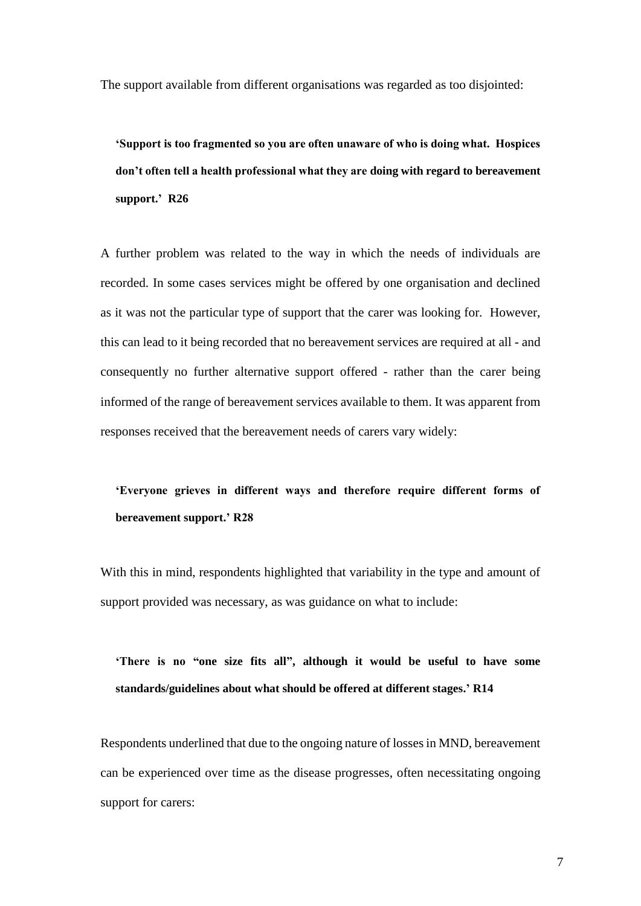The support available from different organisations was regarded as too disjointed:

> **'Support is too fragmented so you are often unaware of who is doing what. Hospices don't often tell a health professional what they are doing with regard to bereavement support.' R26**

A further problem was related to the way in which the needs of individuals are recorded. In some cases services might be offered by one organisation and declined as it was not the particular type of support that the carer was looking for. However, this can lead to it being recorded that no bereavement services are required at all - and consequently no further alternative support offered - rather than the carer being informed of the range of bereavement services available to them. It was apparent from responses received that the bereavement needs of carers vary widely:

> **'Everyone grieves in different ways and therefore require different forms of bereavement support.' R28**

With this in mind, respondents highlighted that variability in the type and amount of support provided was necessary, as was guidance on what to include:

> **'There is no "one size fits all", although it would be useful to have some standards/guidelines about what should be offered at different stages.' R14**

Respondents underlined that due to the ongoing nature of losses in MND, bereavement can be experienced over time as the disease progresses, often necessitating ongoing support for carers: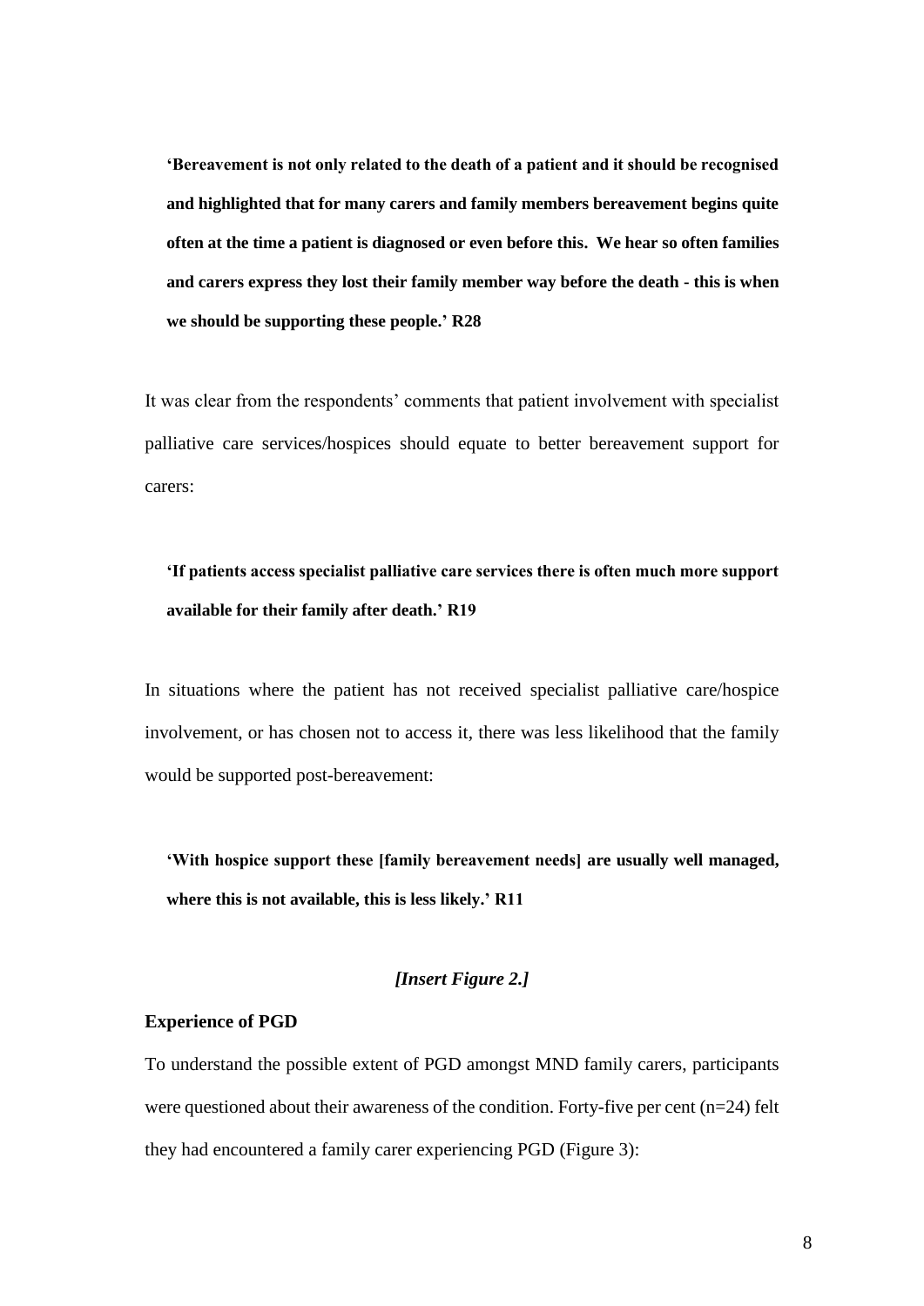**'Bereavement is not only related to the death of a patient and it should be recognised and highlighted that for many carers and family members bereavement begins quite often at the time a patient is diagnosed or even before this. We hear so often families and carers express they lost their family member way before the death - this is when we should be supporting these people.' R28**

It was clear from the respondents' comments that patient involvement with specialist palliative care services/hospices should equate to better bereavement support for carers:

**'If patients access specialist palliative care services there is often much more support available for their family after death.' R19**

In situations where the patient has not received specialist palliative care/hospice involvement, or has chosen not to access it, there was less likelihood that the family would be supported post-bereavement:

**'With hospice support these [family bereavement needs] are usually well managed, where this is not available, this is less likely.' R11**

***[Insert Figure 2.]***

**Experience of PGD**

To understand the possible extent of PGD amongst MND family carers, participants were questioned about their awareness of the condition. Forty-five per cent (n=24) felt they had encountered a family carer experiencing PGD (Figure 3):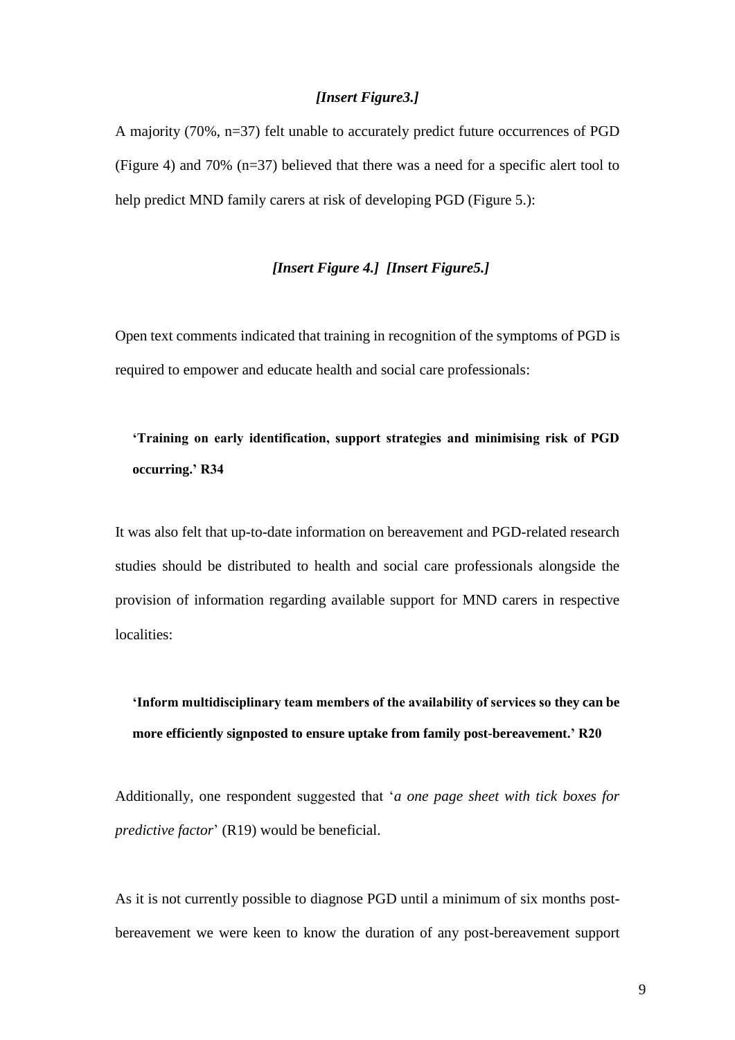*[Insert Figure3.]*

A majority (70%, n=37) felt unable to accurately predict future occurrences of PGD (Figure 4) and 70% (n=37) believed that there was a need for a specific alert tool to help predict MND family carers at risk of developing PGD (Figure 5.):

*[Insert Figure 4.] [Insert Figure5.]*

Open text comments indicated that training in recognition of the symptoms of PGD is required to empower and educate health and social care professionals:

> **'Training on early identification, support strategies and minimising risk of PGD occurring.' R34**

It was also felt that up-to-date information on bereavement and PGD-related research studies should be distributed to health and social care professionals alongside the provision of information regarding available support for MND carers in respective localities:

> **'Inform multidisciplinary team members of the availability of services so they can be more efficiently signposted to ensure uptake from family post-bereavement.' R20**

Additionally, one respondent suggested that '*a one page sheet with tick boxes for predictive factor*' (R19) would be beneficial.

As it is not currently possible to diagnose PGD until a minimum of six months post-bereavement we were keen to know the duration of any post-bereavement support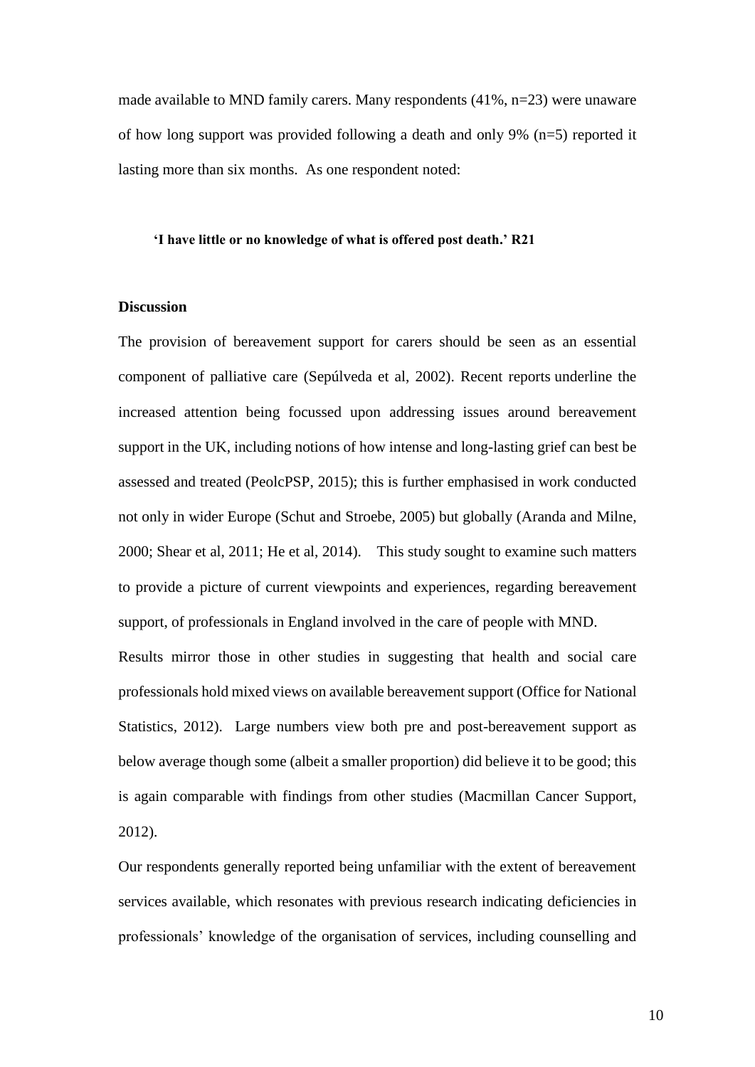made available to MND family carers. Many respondents (41%, n=23) were unaware of how long support was provided following a death and only 9% (n=5) reported it lasting more than six months. As one respondent noted:

> **'I have little or no knowledge of what is offered post death.' R21**

## Discussion

The provision of bereavement support for carers should be seen as an essential component of palliative care (Sepúlveda et al, 2002). Recent reports underline the increased attention being focussed upon addressing issues around bereavement support in the UK, including notions of how intense and long-lasting grief can best be assessed and treated (PeolcPSP, 2015); this is further emphasised in work conducted not only in wider Europe (Schut and Stroebe, 2005) but globally (Aranda and Milne, 2000; Shear et al, 2011; He et al, 2014). This study sought to examine such matters to provide a picture of current viewpoints and experiences, regarding bereavement support, of professionals in England involved in the care of people with MND.

Results mirror those in other studies in suggesting that health and social care professionals hold mixed views on available bereavement support (Office for National Statistics, 2012). Large numbers view both pre and post-bereavement support as below average though some (albeit a smaller proportion) did believe it to be good; this is again comparable with findings from other studies (Macmillan Cancer Support, 2012).

Our respondents generally reported being unfamiliar with the extent of bereavement services available, which resonates with previous research indicating deficiencies in professionals' knowledge of the organisation of services, including counselling and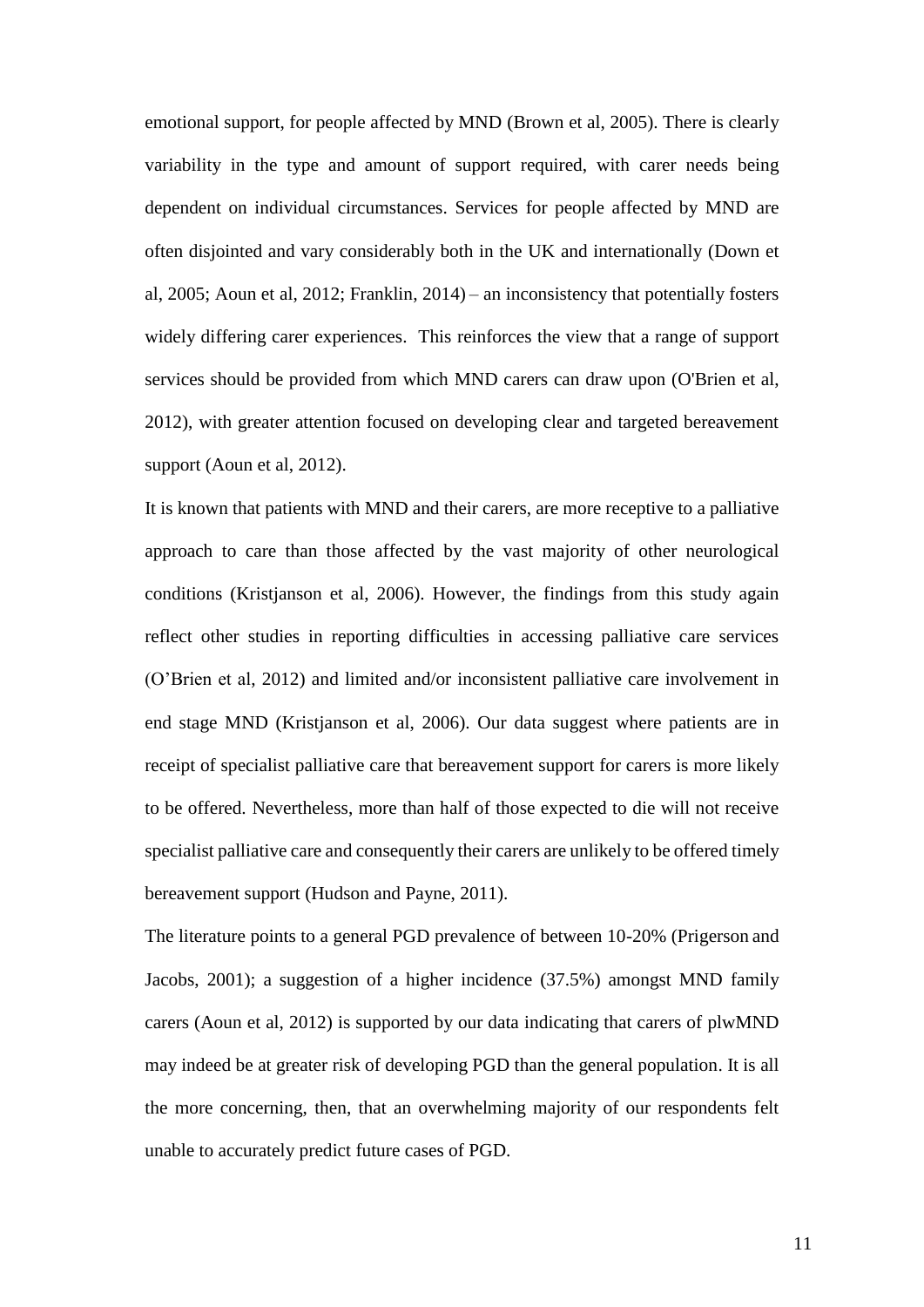emotional support, for people affected by MND (Brown et al, 2005). There is clearly variability in the type and amount of support required, with carer needs being dependent on individual circumstances. Services for people affected by MND are often disjointed and vary considerably both in the UK and internationally (Down et al, 2005; Aoun et al, 2012; Franklin, 2014) – an inconsistency that potentially fosters widely differing carer experiences. This reinforces the view that a range of support services should be provided from which MND carers can draw upon (O'Brien et al, 2012), with greater attention focused on developing clear and targeted bereavement support (Aoun et al, 2012).

It is known that patients with MND and their carers, are more receptive to a palliative approach to care than those affected by the vast majority of other neurological conditions (Kristjanson et al, 2006). However, the findings from this study again reflect other studies in reporting difficulties in accessing palliative care services (O'Brien et al, 2012) and limited and/or inconsistent palliative care involvement in end stage MND (Kristjanson et al, 2006). Our data suggest where patients are in receipt of specialist palliative care that bereavement support for carers is more likely to be offered. Nevertheless, more than half of those expected to die will not receive specialist palliative care and consequently their carers are unlikely to be offered timely bereavement support (Hudson and Payne, 2011).

The literature points to a general PGD prevalence of between 10-20% (Prigerson and Jacobs, 2001); a suggestion of a higher incidence (37.5%) amongst MND family carers (Aoun et al, 2012) is supported by our data indicating that carers of plwMND may indeed be at greater risk of developing PGD than the general population. It is all the more concerning, then, that an overwhelming majority of our respondents felt unable to accurately predict future cases of PGD.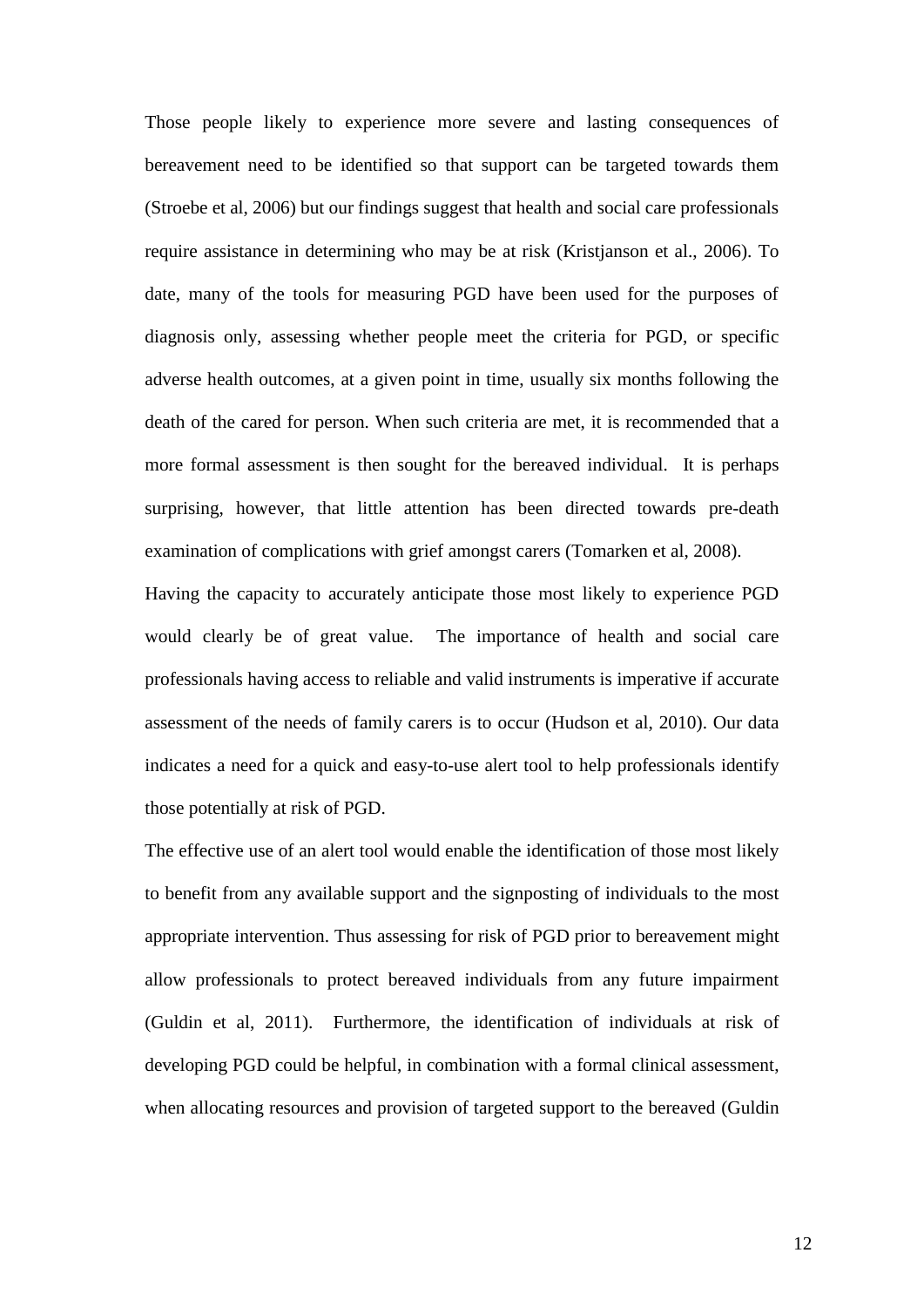Those people likely to experience more severe and lasting consequences of bereavement need to be identified so that support can be targeted towards them (Stroebe et al, 2006) but our findings suggest that health and social care professionals require assistance in determining who may be at risk (Kristjanson et al., 2006). To date, many of the tools for measuring PGD have been used for the purposes of diagnosis only, assessing whether people meet the criteria for PGD, or specific adverse health outcomes, at a given point in time, usually six months following the death of the cared for person. When such criteria are met, it is recommended that a more formal assessment is then sought for the bereaved individual. It is perhaps surprising, however, that little attention has been directed towards pre-death examination of complications with grief amongst carers (Tomarken et al, 2008).

Having the capacity to accurately anticipate those most likely to experience PGD would clearly be of great value. The importance of health and social care professionals having access to reliable and valid instruments is imperative if accurate assessment of the needs of family carers is to occur (Hudson et al, 2010). Our data indicates a need for a quick and easy-to-use alert tool to help professionals identify those potentially at risk of PGD.

The effective use of an alert tool would enable the identification of those most likely to benefit from any available support and the signposting of individuals to the most appropriate intervention. Thus assessing for risk of PGD prior to bereavement might allow professionals to protect bereaved individuals from any future impairment (Guldin et al, 2011). Furthermore, the identification of individuals at risk of developing PGD could be helpful, in combination with a formal clinical assessment, when allocating resources and provision of targeted support to the bereaved (Guldin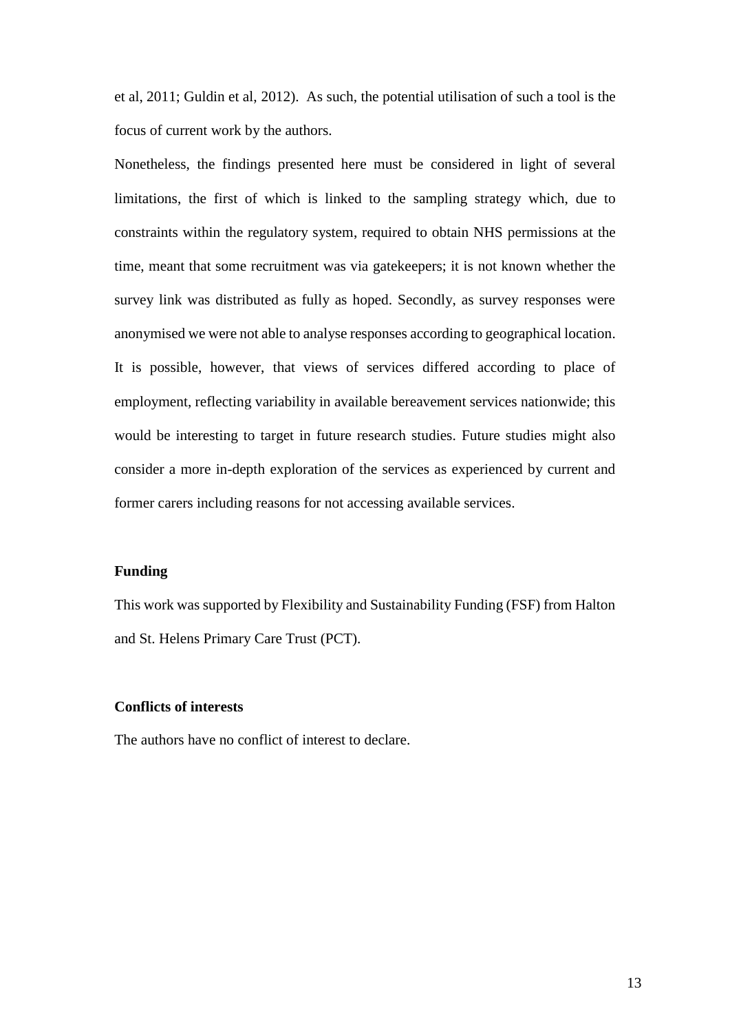et al, 2011; Guldin et al, 2012). As such, the potential utilisation of such a tool is the focus of current work by the authors.

Nonetheless, the findings presented here must be considered in light of several limitations, the first of which is linked to the sampling strategy which, due to constraints within the regulatory system, required to obtain NHS permissions at the time, meant that some recruitment was via gatekeepers; it is not known whether the survey link was distributed as fully as hoped. Secondly, as survey responses were anonymised we were not able to analyse responses according to geographical location. It is possible, however, that views of services differed according to place of employment, reflecting variability in available bereavement services nationwide; this would be interesting to target in future research studies. Future studies might also consider a more in-depth exploration of the services as experienced by current and former carers including reasons for not accessing available services.

### Funding

This work was supported by Flexibility and Sustainability Funding (FSF) from Halton and St. Helens Primary Care Trust (PCT).

### Conflicts of interests

The authors have no conflict of interest to declare.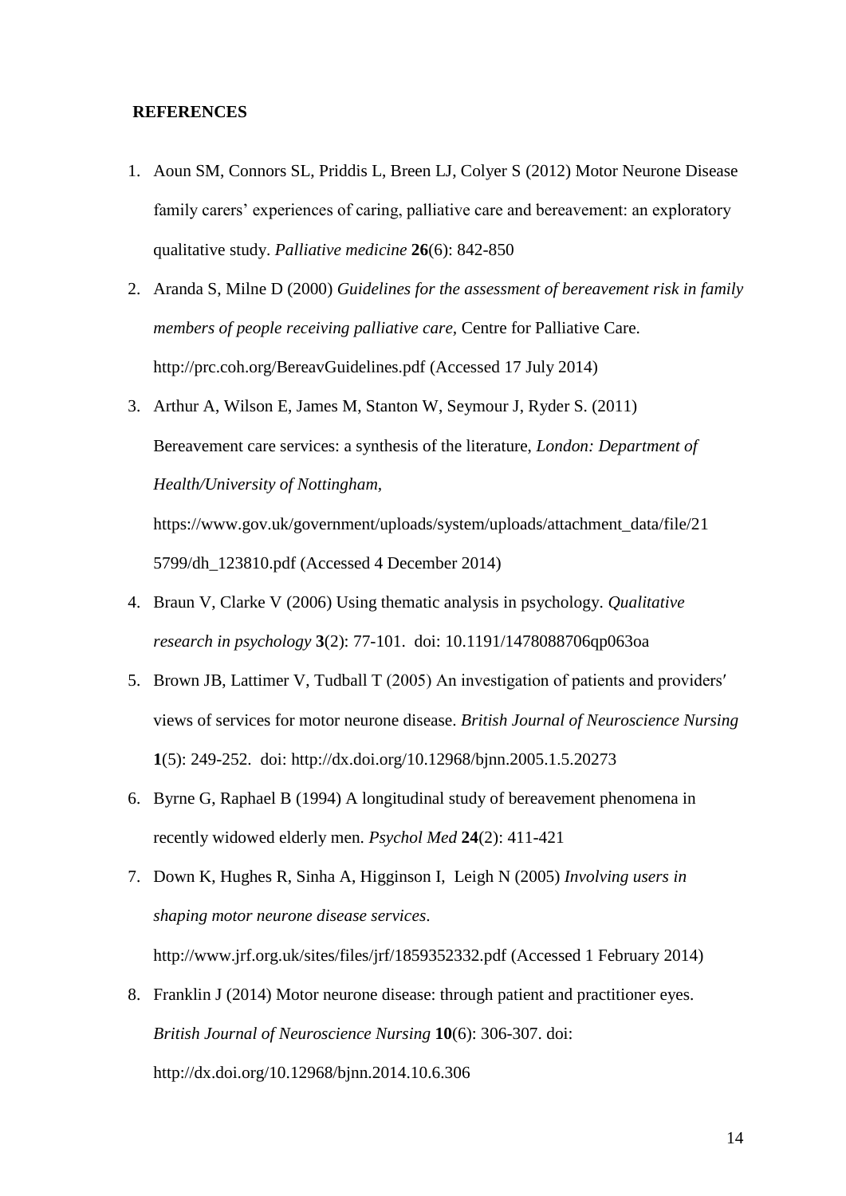## REFERENCES

1. Aoun SM, Connors SL, Priddis L, Breen LJ, Colyer S (2012) Motor Neurone Disease family carers' experiences of caring, palliative care and bereavement: an exploratory qualitative study. *Palliative medicine* **26**(6): 842-850
2. Aranda S, Milne D (2000) *Guidelines for the assessment of bereavement risk in family members of people receiving palliative care*, Centre for Palliative Care. http://prc.coh.org/BereavGuidelines.pdf (Accessed 17 July 2014)
3. Arthur A, Wilson E, James M, Stanton W, Seymour J, Ryder S. (2011) Bereavement care services: a synthesis of the literature, *London: Department of Health/University of Nottingham*, https://www.gov.uk/government/uploads/system/uploads/attachment_data/file/215799/dh_123810.pdf (Accessed 4 December 2014)
4. Braun V, Clarke V (2006) Using thematic analysis in psychology. *Qualitative research in psychology* **3**(2): 77-101. doi: 10.1191/1478088706qp063oa
5. Brown JB, Lattimer V, Tudball T (2005) An investigation of patients and providers′ views of services for motor neurone disease. *British Journal of Neuroscience Nursing* **1**(5): 249-252. doi: http://dx.doi.org/10.12968/bjnn.2005.1.5.20273
6. Byrne G, Raphael B (1994) A longitudinal study of bereavement phenomena in recently widowed elderly men. *Psychol Med* **24**(2): 411-421
7. Down K, Hughes R, Sinha A, Higginson I, Leigh N (2005) *Involving users in shaping motor neurone disease services*. http://www.jrf.org.uk/sites/files/jrf/1859352332.pdf (Accessed 1 February 2014)
8. Franklin J (2014) Motor neurone disease: through patient and practitioner eyes. *British Journal of Neuroscience Nursing* **10**(6): 306-307. doi: http://dx.doi.org/10.12968/bjnn.2014.10.6.306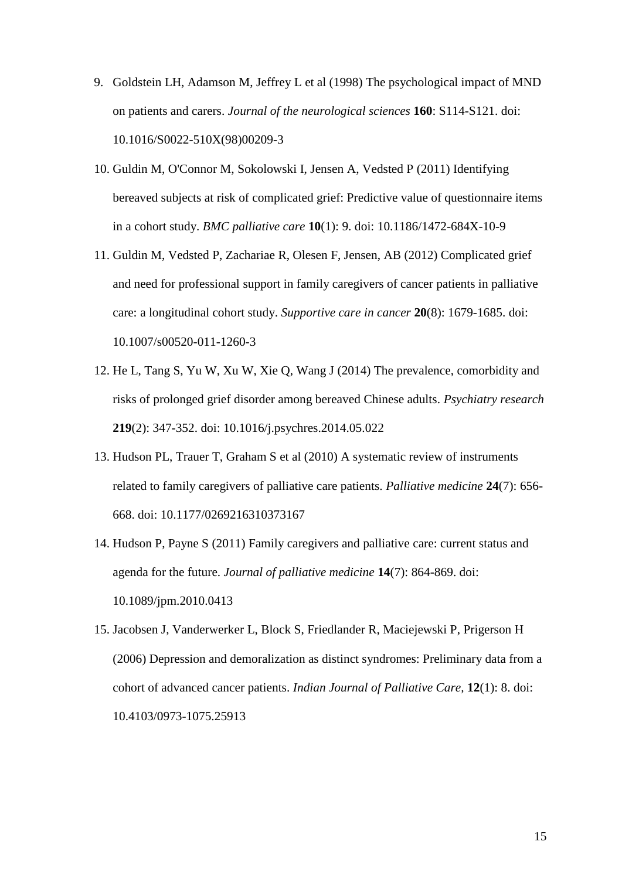9. Goldstein LH, Adamson M, Jeffrey L et al (1998) The psychological impact of MND on patients and carers. *Journal of the neurological sciences* **160**: S114-S121. doi: 10.1016/S0022-510X(98)00209-3
10. Guldin M, O'Connor M, Sokolowski I, Jensen A, Vedsted P (2011) Identifying bereaved subjects at risk of complicated grief: Predictive value of questionnaire items in a cohort study. *BMC palliative care* **10**(1): 9. doi: 10.1186/1472-684X-10-9
11. Guldin M, Vedsted P, Zachariae R, Olesen F, Jensen, AB (2012) Complicated grief and need for professional support in family caregivers of cancer patients in palliative care: a longitudinal cohort study. *Supportive care in cancer* **20**(8): 1679-1685. doi: 10.1007/s00520-011-1260-3
12. He L, Tang S, Yu W, Xu W, Xie Q, Wang J (2014) The prevalence, comorbidity and risks of prolonged grief disorder among bereaved Chinese adults. *Psychiatry research* **219**(2): 347-352. doi: 10.1016/j.psychres.2014.05.022
13. Hudson PL, Trauer T, Graham S et al (2010) A systematic review of instruments related to family caregivers of palliative care patients. *Palliative medicine* **24**(7): 656-668. doi: 10.1177/0269216310373167
14. Hudson P, Payne S (2011) Family caregivers and palliative care: current status and agenda for the future. *Journal of palliative medicine* **14**(7): 864-869. doi: 10.1089/jpm.2010.0413
15. Jacobsen J, Vanderwerker L, Block S, Friedlander R, Maciejewski P, Prigerson H (2006) Depression and demoralization as distinct syndromes: Preliminary data from a cohort of advanced cancer patients. *Indian Journal of Palliative Care,* **12**(1): 8. doi: 10.4103/0973-1075.25913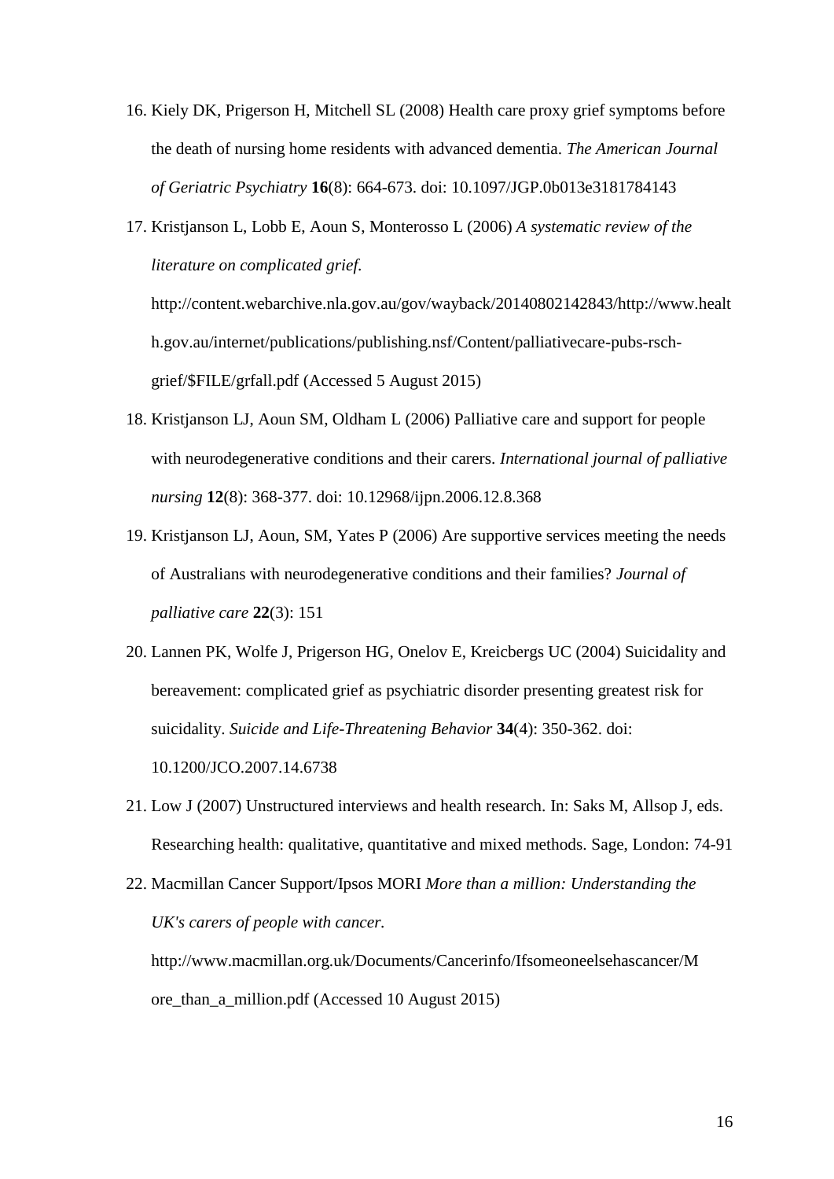16. Kiely DK, Prigerson H, Mitchell SL (2008) Health care proxy grief symptoms before the death of nursing home residents with advanced dementia. *The American Journal of Geriatric Psychiatry* **16**(8): 664-673. doi: 10.1097/JGP.0b013e3181784143

17. Kristjanson L, Lobb E, Aoun S, Monterosso L (2006) *A systematic review of the literature on complicated grief.* http://content.webarchive.nla.gov.au/gov/wayback/20140802142843/http://www.health.gov.au/internet/publications/publishing.nsf/Content/palliativecare-pubs-rsch-grief/$FILE/grfall.pdf (Accessed 5 August 2015)

18. Kristjanson LJ, Aoun SM, Oldham L (2006) Palliative care and support for people with neurodegenerative conditions and their carers. *International journal of palliative nursing* **12**(8): 368-377. doi: 10.12968/ijpn.2006.12.8.368

19. Kristjanson LJ, Aoun, SM, Yates P (2006) Are supportive services meeting the needs of Australians with neurodegenerative conditions and their families? *Journal of palliative care* **22**(3): 151

20. Lannen PK, Wolfe J, Prigerson HG, Onelov E, Kreicbergs UC (2004) Suicidality and bereavement: complicated grief as psychiatric disorder presenting greatest risk for suicidality. *Suicide and Life-Threatening Behavior* **34**(4): 350-362. doi: 10.1200/JCO.2007.14.6738

21. Low J (2007) Unstructured interviews and health research. In: Saks M, Allsop J, eds. Researching health: qualitative, quantitative and mixed methods. Sage, London: 74-91

22. Macmillan Cancer Support/Ipsos MORI *More than a million: Understanding the UK's carers of people with cancer.* http://www.macmillan.org.uk/Documents/Cancerinfo/Ifsomeoneelsehascancer/More_than_a_million.pdf (Accessed 10 August 2015)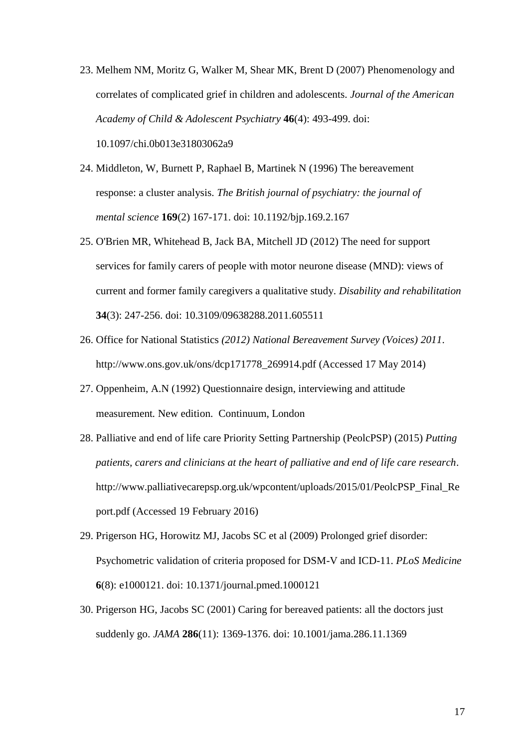23. Melhem NM, Moritz G, Walker M, Shear MK, Brent D (2007) Phenomenology and correlates of complicated grief in children and adolescents. *Journal of the American Academy of Child & Adolescent Psychiatry* **46**(4): 493-499. doi: 10.1097/chi.0b013e31803062a9

24. Middleton, W, Burnett P, Raphael B, Martinek N (1996) The bereavement response: a cluster analysis. *The British journal of psychiatry: the journal of mental science* **169**(2) 167-171. doi: 10.1192/bjp.169.2.167

25. O'Brien MR, Whitehead B, Jack BA, Mitchell JD (2012) The need for support services for family carers of people with motor neurone disease (MND): views of current and former family caregivers a qualitative study. *Disability and rehabilitation* **34**(3): 247-256. doi: 10.3109/09638288.2011.605511

26. Office for National Statistics *(2012) National Bereavement Survey (Voices) 2011*. http://www.ons.gov.uk/ons/dcp171778_269914.pdf (Accessed 17 May 2014)

27. Oppenheim, A.N (1992) Questionnaire design, interviewing and attitude measurement*.* New edition. Continuum, London

28. Palliative and end of life care Priority Setting Partnership (PeolcPSP) (2015) *Putting patients, carers and clinicians at the heart of palliative and end of life care research*. http://www.palliativecarepsp.org.uk/wpcontent/uploads/2015/01/PeolcPSP_Final_Report.pdf (Accessed 19 February 2016)

29. Prigerson HG, Horowitz MJ, Jacobs SC et al (2009) Prolonged grief disorder: Psychometric validation of criteria proposed for DSM-V and ICD-11. *PLoS Medicine* **6**(8): e1000121. doi: 10.1371/journal.pmed.1000121

30. Prigerson HG, Jacobs SC (2001) Caring for bereaved patients: all the doctors just suddenly go. *JAMA* **286**(11): 1369-1376. doi: 10.1001/jama.286.11.1369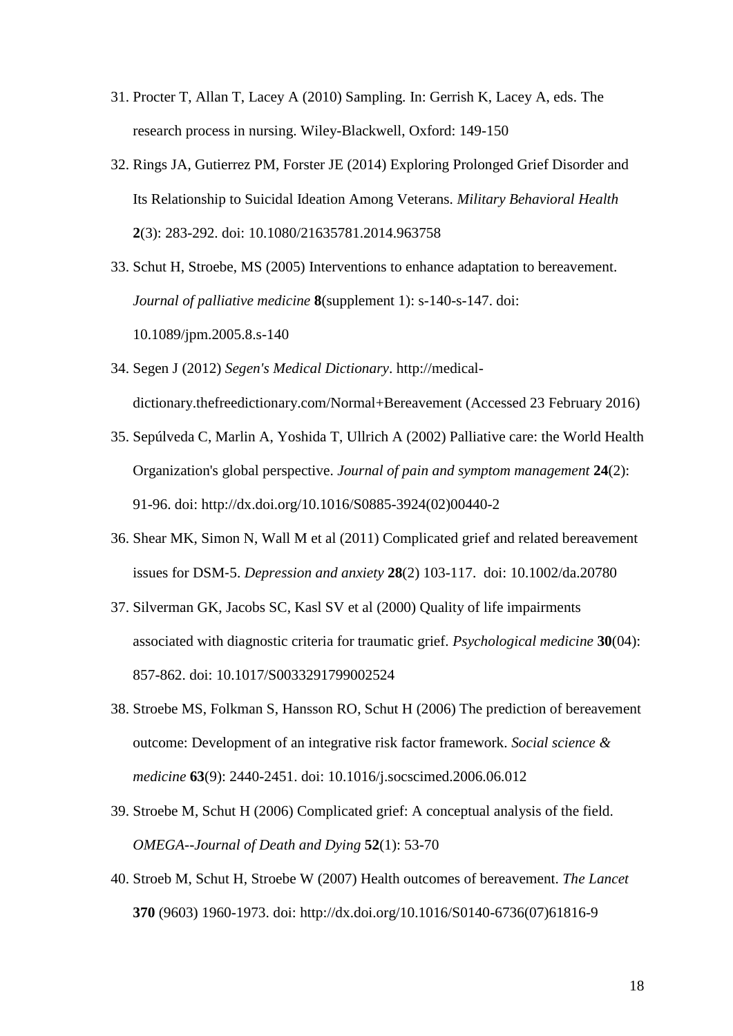31. Procter T, Allan T, Lacey A (2010) Sampling. In: Gerrish K, Lacey A, eds. The research process in nursing. Wiley-Blackwell, Oxford: 149-150
32. Rings JA, Gutierrez PM, Forster JE (2014) Exploring Prolonged Grief Disorder and Its Relationship to Suicidal Ideation Among Veterans. *Military Behavioral Health* **2**(3): 283-292. doi: 10.1080/21635781.2014.963758
33. Schut H, Stroebe, MS (2005) Interventions to enhance adaptation to bereavement. *Journal of palliative medicine* **8**(supplement 1): s-140-s-147. doi: 10.1089/jpm.2005.8.s-140
34. Segen J (2012) *Segen's Medical Dictionary*. http://medical-dictionary.thefreedictionary.com/Normal+Bereavement (Accessed 23 February 2016)
35. Sepúlveda C, Marlin A, Yoshida T, Ullrich A (2002) Palliative care: the World Health Organization's global perspective. *Journal of pain and symptom management* **24**(2): 91-96. doi: http://dx.doi.org/10.1016/S0885-3924(02)00440-2
36. Shear MK, Simon N, Wall M et al (2011) Complicated grief and related bereavement issues for DSM-5. *Depression and anxiety* **28**(2) 103-117. doi: 10.1002/da.20780
37. Silverman GK, Jacobs SC, Kasl SV et al (2000) Quality of life impairments associated with diagnostic criteria for traumatic grief. *Psychological medicine* **30**(04): 857-862. doi: 10.1017/S0033291799002524
38. Stroebe MS, Folkman S, Hansson RO, Schut H (2006) The prediction of bereavement outcome: Development of an integrative risk factor framework. *Social science & medicine* **63**(9): 2440-2451. doi: 10.1016/j.socscimed.2006.06.012
39. Stroebe M, Schut H (2006) Complicated grief: A conceptual analysis of the field. *OMEGA--Journal of Death and Dying* **52**(1): 53-70
40. Stroeb M, Schut H, Stroebe W (2007) Health outcomes of bereavement. *The Lancet* **370** (9603) 1960-1973. doi: http://dx.doi.org/10.1016/S0140-6736(07)61816-9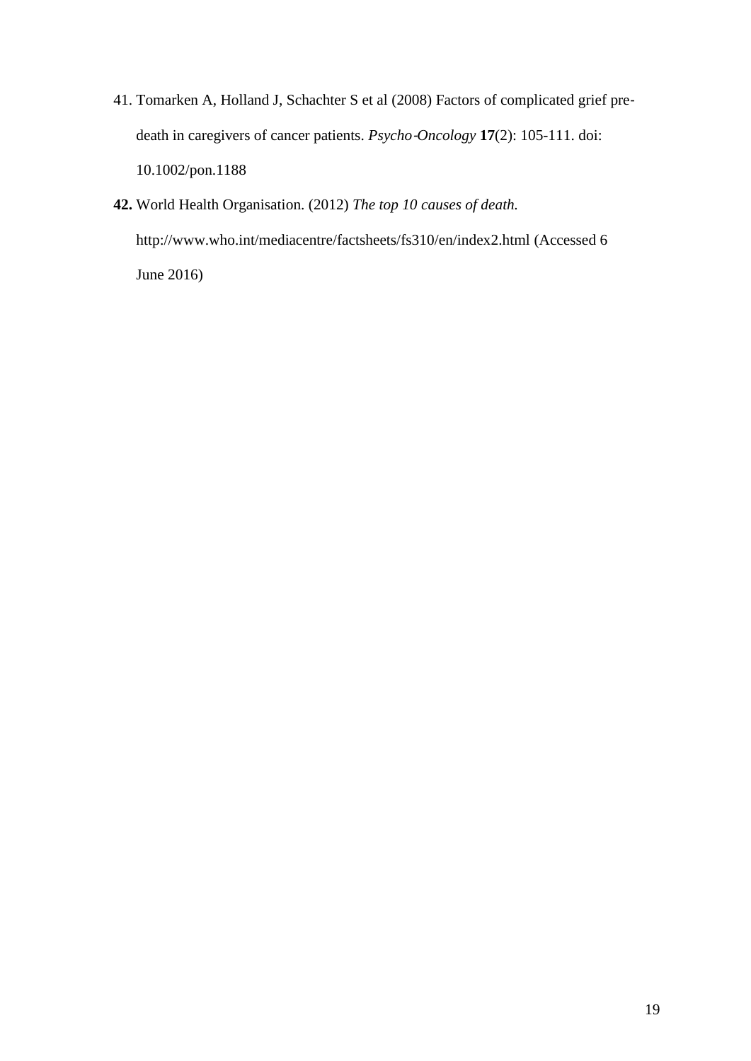41. Tomarken A, Holland J, Schachter S et al (2008) Factors of complicated grief pre-death in caregivers of cancer patients. *Psycho-Oncology* **17**(2): 105-111. doi: 10.1002/pon.1188

**42.** World Health Organisation. (2012) *The top 10 causes of death.* http://www.who.int/mediacentre/factsheets/fs310/en/index2.html (Accessed 6 June 2016)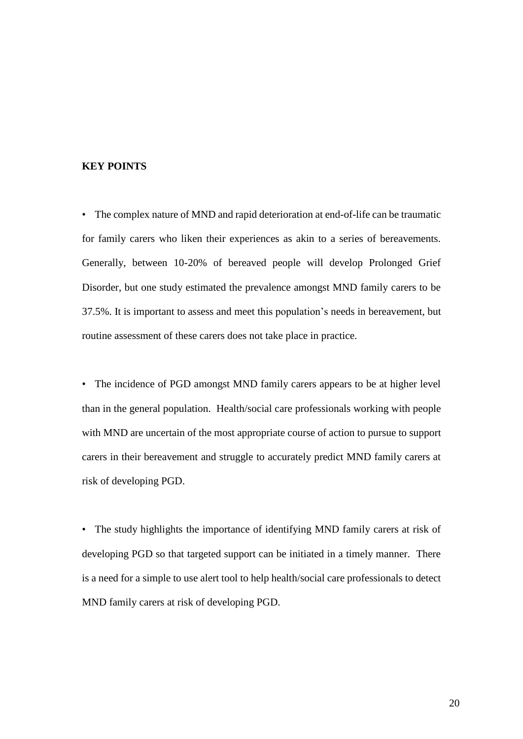**KEY POINTS**

- The complex nature of MND and rapid deterioration at end-of-life can be traumatic for family carers who liken their experiences as akin to a series of bereavements. Generally, between 10-20% of bereaved people will develop Prolonged Grief Disorder, but one study estimated the prevalence amongst MND family carers to be 37.5%. It is important to assess and meet this population's needs in bereavement, but routine assessment of these carers does not take place in practice.

- The incidence of PGD amongst MND family carers appears to be at higher level than in the general population. Health/social care professionals working with people with MND are uncertain of the most appropriate course of action to pursue to support carers in their bereavement and struggle to accurately predict MND family carers at risk of developing PGD.

- The study highlights the importance of identifying MND family carers at risk of developing PGD so that targeted support can be initiated in a timely manner. There is a need for a simple to use alert tool to help health/social care professionals to detect MND family carers at risk of developing PGD.